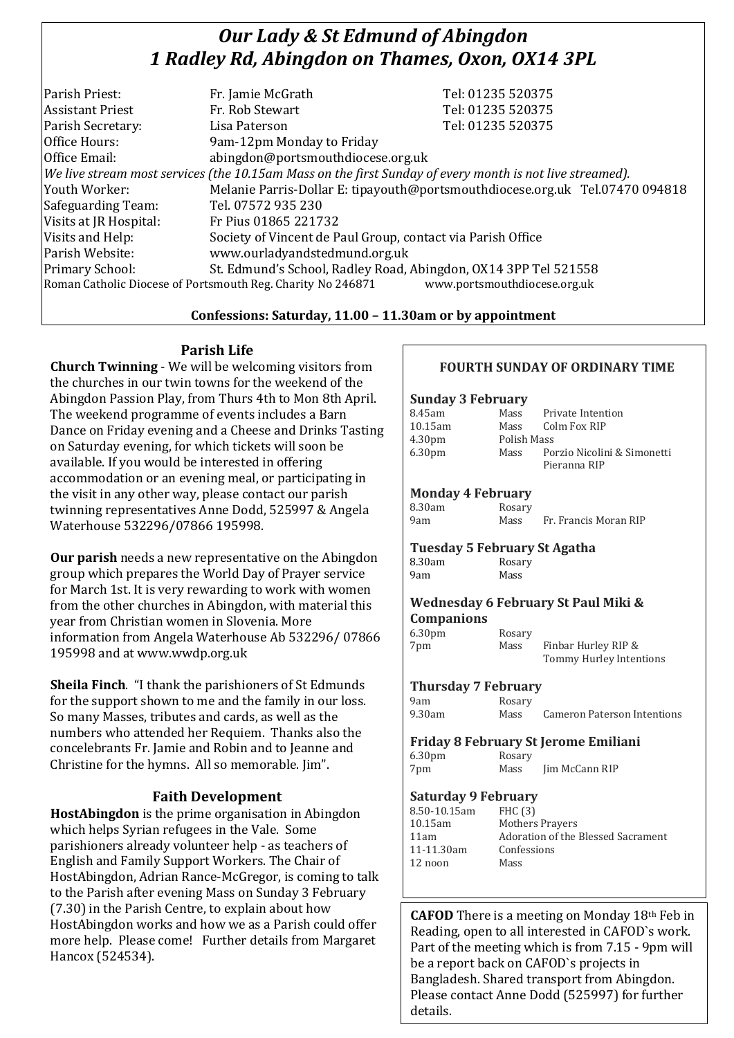# *Our Lady & St Edmund of Abingdon*
# *1 Radley Rd, Abingdon on Thames, Oxon, OX14 3PL*

| | | |
|---|---|---|
| Parish Priest: | Fr. Jamie McGrath | Tel: 01235 520375 |
| Assistant Priest | Fr. Rob Stewart | Tel: 01235 520375 |
| Parish Secretary: | Lisa Paterson | Tel: 01235 520375 |
| Office Hours: | 9am-12pm Monday to Friday | |
| Office Email: | abingdon@portsmouthdiocese.org.uk | |

*We live stream most services (the 10.15am Mass on the first Sunday of every month is not live streamed).*

| | |
|---|---|
| Youth Worker: | Melanie Parris-Dollar E: tipayouth@portsmouthdiocese.org.uk Tel.07470 094818 |
| Safeguarding Team: | Tel. 07572 935 230 |
| Visits at JR Hospital: | Fr Pius 01865 221732 |
| Visits and Help: | Society of Vincent de Paul Group, contact via Parish Office |
| Parish Website: | www.ourladyandstedmund.org.uk |
| Primary School: | St. Edmund's School, Radley Road, Abingdon, OX14 3PP Tel 521558 |

Roman Catholic Diocese of Portsmouth Reg. Charity No 246871 www.portsmouthdiocese.org.uk

**Confessions: Saturday, 11.00 – 11.30am or by appointment**

## Parish Life

**Church Twinning** - We will be welcoming visitors from the churches in our twin towns for the weekend of the Abingdon Passion Play, from Thurs 4th to Mon 8th April. The weekend programme of events includes a Barn Dance on Friday evening and a Cheese and Drinks Tasting on Saturday evening, for which tickets will soon be available. If you would be interested in offering accommodation or an evening meal, or participating in the visit in any other way, please contact our parish twinning representatives Anne Dodd, 525997 & Angela Waterhouse 532296/07866 195998.

**Our parish** needs a new representative on the Abingdon group which prepares the World Day of Prayer service for March 1st. It is very rewarding to work with women from the other churches in Abingdon, with material this year from Christian women in Slovenia. More information from Angela Waterhouse Ab 532296/ 07866 195998 and at www.wwdp.org.uk

**Sheila Finch**. "I thank the parishioners of St Edmunds for the support shown to me and the family in our loss. So many Masses, tributes and cards, as well as the numbers who attended her Requiem. Thanks also the concelebrants Fr. Jamie and Robin and to Jeanne and Christine for the hymns. All so memorable. Jim".

## Faith Development

**HostAbingdon** is the prime organisation in Abingdon which helps Syrian refugees in the Vale. Some parishioners already volunteer help - as teachers of English and Family Support Workers. The Chair of HostAbingdon, Adrian Rance-McGregor, is coming to talk to the Parish after evening Mass on Sunday 3 February (7.30) in the Parish Centre, to explain about how HostAbingdon works and how we as a Parish could offer more help. Please come! Further details from Margaret Hancox (524534).

## FOURTH SUNDAY OF ORDINARY TIME

### Sunday 3 February

| | | |
|---|---|---|
| 8.45am | Mass | Private Intention |
| 10.15am | Mass | Colm Fox RIP |
| 4.30pm | Polish Mass | |
| 6.30pm | Mass | Porzio Nicolini & Simonetti Pieranna RIP |

### Monday 4 February

| | | |
|---|---|---|
| 8.30am | Rosary | |
| 9am | Mass | Fr. Francis Moran RIP |

### Tuesday 5 February St Agatha

| | | |
|---|---|---|
| 8.30am | Rosary | |
| 9am | Mass | |

### Wednesday 6 February St Paul Miki & Companions

| | | |
|---|---|---|
| 6.30pm | Rosary | |
| 7pm | Mass | Finbar Hurley RIP & Tommy Hurley Intentions |

### Thursday 7 February

| | | |
|---|---|---|
| 9am | Rosary | |
| 9.30am | Mass | Cameron Paterson Intentions |

### Friday 8 February St Jerome Emiliani

| | | |
|---|---|---|
| 6.30pm | Rosary | |
| 7pm | Mass | Jim McCann RIP |

### Saturday 9 February

| | |
|---|---|
| 8.50-10.15am | FHC (3) |
| 10.15am | Mothers Prayers |
| 11am | Adoration of the Blessed Sacrament |
| 11-11.30am | Confessions |
| 12 noon | Mass |

**CAFOD** There is a meeting on Monday 18th Feb in Reading, open to all interested in CAFOD`s work. Part of the meeting which is from 7.15 - 9pm will be a report back on CAFOD`s projects in Bangladesh. Shared transport from Abingdon. Please contact Anne Dodd (525997) for further details.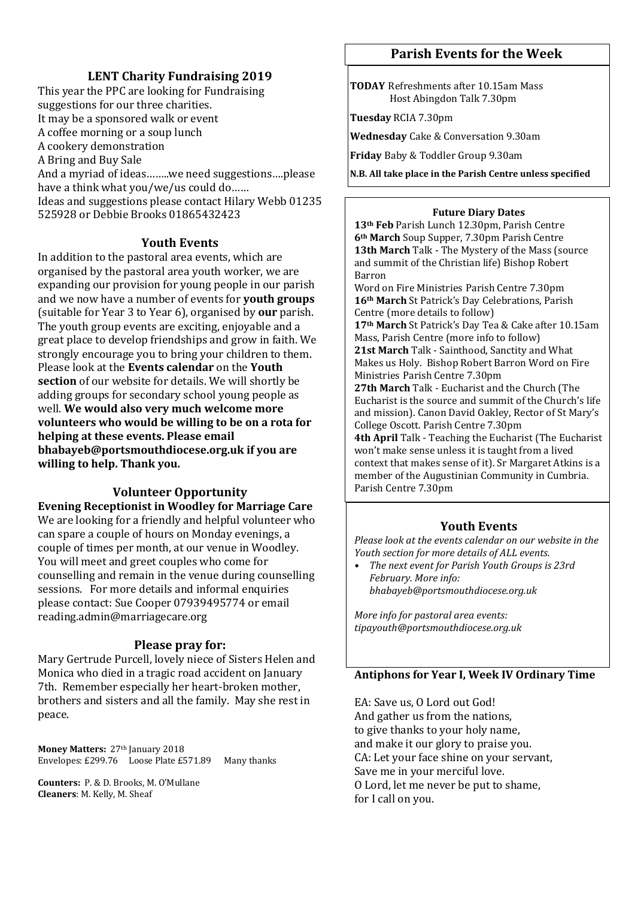## LENT Charity Fundraising 2019

This year the PPC are looking for Fundraising suggestions for our three charities.
It may be a sponsored walk or event
A coffee morning or a soup lunch
A cookery demonstration
A Bring and Buy Sale
And a myriad of ideas……..we need suggestions….please have a think what you/we/us could do……
Ideas and suggestions please contact Hilary Webb 01235 525928 or Debbie Brooks 01865432423

## Youth Events

In addition to the pastoral area events, which are organised by the pastoral area youth worker, we are expanding our provision for young people in our parish and we now have a number of events for **youth groups** (suitable for Year 3 to Year 6), organised by **our** parish. The youth group events are exciting, enjoyable and a great place to develop friendships and grow in faith. We strongly encourage you to bring your children to them. Please look at the **Events calendar** on the **Youth section** of our website for details. We will shortly be adding groups for secondary school young people as well. **We would also very much welcome more volunteers who would be willing to be on a rota for helping at these events. Please email bhabayeb@portsmouthdiocese.org.uk if you are willing to help. Thank you.**

## Volunteer Opportunity

**Evening Receptionist in Woodley for Marriage Care**

We are looking for a friendly and helpful volunteer who can spare a couple of hours on Monday evenings, a couple of times per month, at our venue in Woodley. You will meet and greet couples who come for counselling and remain in the venue during counselling sessions. For more details and informal enquiries please contact: Sue Cooper 07939495774 or email reading.admin@marriagecare.org

## Please pray for:

Mary Gertrude Purcell, lovely niece of Sisters Helen and Monica who died in a tragic road accident on January 7th. Remember especially her heart-broken mother, brothers and sisters and all the family. May she rest in peace.

**Money Matters:** 27th January 2018
Envelopes: £299.76 Loose Plate £571.89 Many thanks

**Counters:** P. & D. Brooks, M. O'Mullane
**Cleaners**: M. Kelly, M. Sheaf

## Parish Events for the Week

**TODAY** Refreshments after 10.15am Mass
Host Abingdon Talk 7.30pm

**Tuesday** RCIA 7.30pm

**Wednesday** Cake & Conversation 9.30am

**Friday** Baby & Toddler Group 9.30am

**N.B. All take place in the Parish Centre unless specified**

### Future Diary Dates

**13th Feb** Parish Lunch 12.30pm, Parish Centre
**6th March** Soup Supper, 7.30pm Parish Centre
**13th March** Talk - The Mystery of the Mass (source and summit of the Christian life) Bishop Robert Barron
Word on Fire Ministries Parish Centre 7.30pm
**16th March** St Patrick's Day Celebrations, Parish Centre (more details to follow)
**17th March** St Patrick's Day Tea & Cake after 10.15am Mass, Parish Centre (more info to follow)
**21st March** Talk - Sainthood, Sanctity and What Makes us Holy. Bishop Robert Barron Word on Fire Ministries Parish Centre 7.30pm
**27th March** Talk - Eucharist and the Church (The Eucharist is the source and summit of the Church's life and mission). Canon David Oakley, Rector of St Mary's College Oscott. Parish Centre 7.30pm
**4th April** Talk - Teaching the Eucharist (The Eucharist won't make sense unless it is taught from a lived context that makes sense of it). Sr Margaret Atkins is a member of the Augustinian Community in Cumbria. Parish Centre 7.30pm

## Youth Events

*Please look at the events calendar on our website in the Youth section for more details of ALL events.*

- *The next event for Parish Youth Groups is 23rd February. More info: bhabayeb@portsmouthdiocese.org.uk*

*More info for pastoral area events: tipayouth@portsmouthdiocese.org.uk*

### Antiphons for Year I, Week IV Ordinary Time

EA: Save us, O Lord out God!
And gather us from the nations,
to give thanks to your holy name,
and make it our glory to praise you.
CA: Let your face shine on your servant,
Save me in your merciful love.
O Lord, let me never be put to shame,
for I call on you.